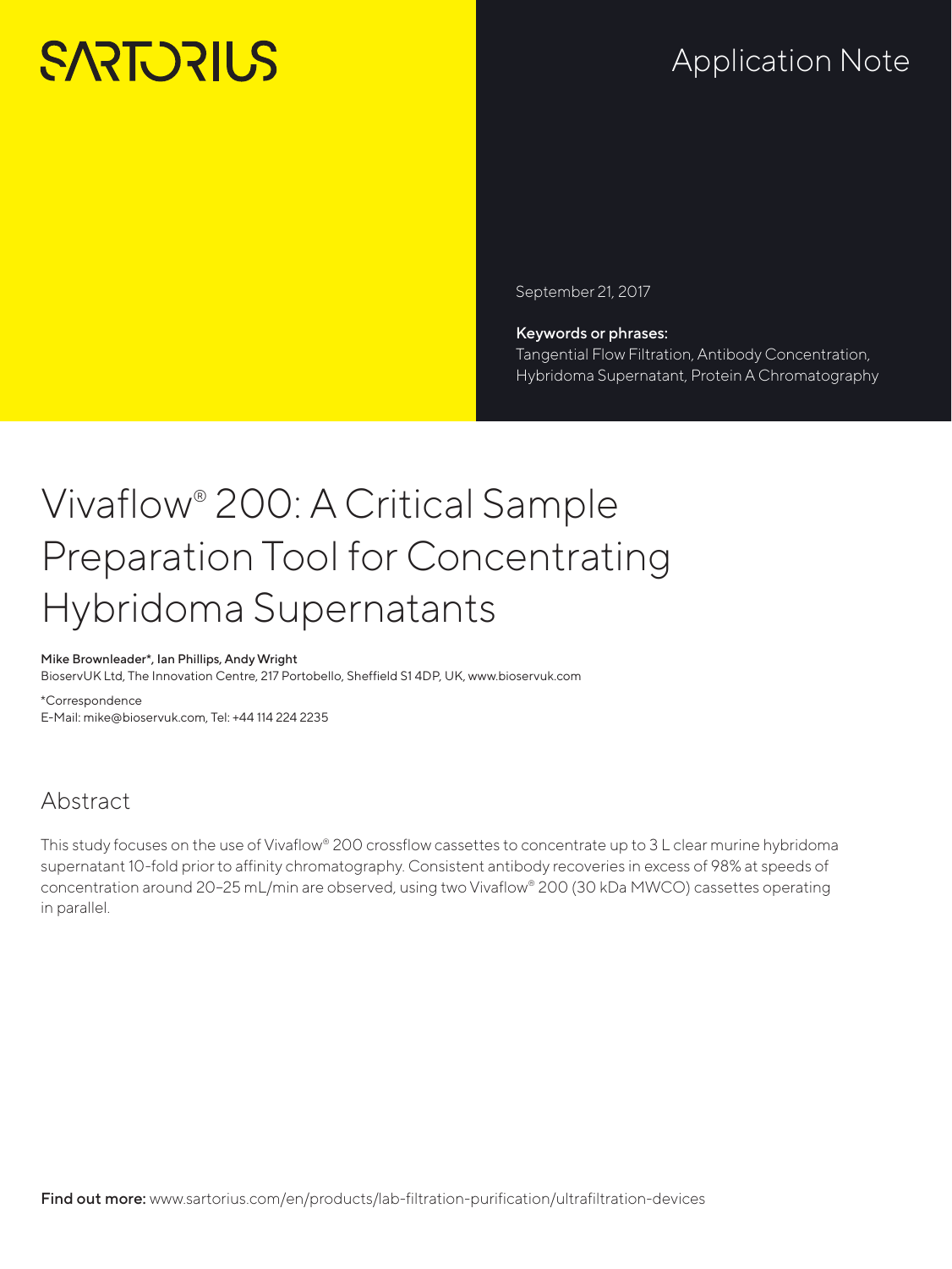SARTORIUS

Application Note

September 21, 2017

**Keywords or phrases:**
Tangential Flow Filtration, Antibody Concentration, Hybridoma Supernatant, Protein A Chromatography

# Vivaflow® 200: A Critical Sample Preparation Tool for Concentrating Hybridoma Supernatants

**Mike Brownleader\*, Ian Phillips, Andy Wright**
BioservUK Ltd, The Innovation Centre, 217 Portobello, Sheffield S1 4DP, UK, www.bioservuk.com

\*Correspondence
E-Mail: mike@bioservuk.com, Tel: +44 114 224 2235

## Abstract

This study focuses on the use of Vivaflow® 200 crossflow cassettes to concentrate up to 3 L clear murine hybridoma supernatant 10-fold prior to affinity chromatography. Consistent antibody recoveries in excess of 98% at speeds of concentration around 20–25 mL/min are observed, using two Vivaflow® 200 (30 kDa MWCO) cassettes operating in parallel.

**Find out more:** www.sartorius.com/en/products/lab-filtration-purification/ultrafiltration-devices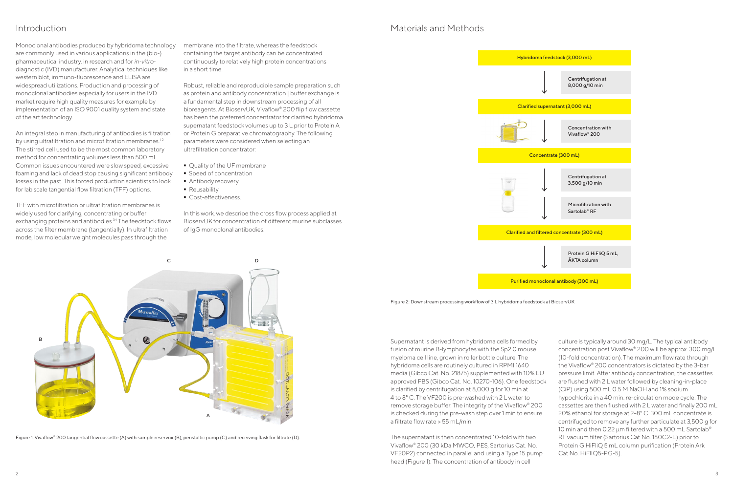## Introduction

Monoclonal antibodies produced by hybridoma technology are commonly used in various applications in the (bio-) pharmaceutical industry, in research and for *in-vitro*-diagnostic (IVD) manufacturer. Analytical techniques like western blot, immuno-fluorescence and ELISA are widespread utilizations. Production and processing of monoclonal antibodies especially for users in the IVD market require high quality measures for example by implementation of an ISO 9001 quality system and state of the art technology.

An integral step in manufacturing of antibodies is filtration by using ultrafiltration and microfiltration membranes.[1,2] The stirred cell used to be the most common laboratory method for concentrating volumes less than 500 mL. Common issues encountered were slow speed, excessive foaming and lack of dead stop causing significant antibody losses in the past. This forced production scientists to look for lab scale tangential flow filtration (TFF) options.

TFF with microfiltration or ultrafiltration membranes is widely used for clarifying, concentrating or buffer exchanging proteins and antibodies.[3,4] The feedstock flows across the filter membrane (tangentially). In ultrafiltration mode, low molecular weight molecules pass through the membrane into the filtrate, whereas the feedstock containing the target antibody can be concentrated continuously to relatively high protein concentrations in a short time.

Robust, reliable and reproducible sample preparation such as protein and antibody concentration | buffer exchange is a fundamental step in downstream processing of all bioreagents. At BioservUK, Vivaflow® 200 flip flow cassette has been the preferred concentrator for clarified hybridoma supernatant feedstock volumes up to 3 L prior to Protein A or Protein G preparative chromatography. The following parameters were considered when selecting an ultrafiltration concentrator:

- Quality of the UF membrane
- Speed of concentration
- Antibody recovery
- Reusability
- Cost-effectiveness.

In this work, we describe the cross flow process applied at BioservUK for concentration of different murine subclasses of IgG monoclonal antibodies.

Figure 1: Vivaflow® 200 tangential flow cassette (A) with sample reservoir (B), peristaltic pump (C) and receiving flask for filtrate (D).

## Materials and Methods

Hybridoma feedstock (3,000 mL)
↓ Centrifugation at 8,000 g/10 min
Clarified supernatant (3,000 mL)
↓ Concentration with Vivaflow® 200
Concentrate (300 mL)
↓ Centrifugation at 3,500 g/10 min
↓ Microfiltration with Sartolab® RF
Clarified and filtered concentrate (300 mL)
↓ Protein G HiFliQ 5 mL, ÄKTA column
Purified monoclonal antibody (300 mL)

Figure 2: Downstream processing workflow of 3 L hybridoma feedstock at BioservUK

Supernatant is derived from hybridoma cells formed by fusion of murine B-lymphocytes with the Sp2.0 mouse myeloma cell line, grown in roller bottle culture. The hybridoma cells are routinely cultured in RPMI 1640 media (Gibco Cat. No. 21875) supplemented with 10% EU approved FBS (Gibco Cat. No. 10270-106). One feedstock is clarified by centrifugation at 8,000 g for 10 min at 4 to 8° C. The VF200 is pre-washed with 2 L water to remove storage buffer. The integrity of the Vivaflow® 200 is checked during the pre-wash step over 1 min to ensure a filtrate flow rate > 55 mL/min.

The supernatant is then concentrated 10-fold with two Vivaflow® 200 (30 kDa MWCO, PES, Sartorius Cat. No. VF20P2) connected in parallel and using a Type 15 pump head (Figure 1). The concentration of antibody in cell culture is typically around 30 mg/L. The typical antibody concentration post Vivaflow® 200 will be approx. 300 mg/L (10-fold concentration). The maximum flow rate through the Vivaflow® 200 concentrators is dictated by the 3-bar pressure limit. After antibody concentration, the cassettes are flushed with 2 L water followed by cleaning-in-place (CiP) using 500 mL 0.5 M NaOH and 1% sodium hypochlorite in a 40 min. re-circulation mode cycle. The cassettes are then flushed with 2 L water and finally 200 mL 20% ethanol for storage at 2–8° C. 300 mL concentrate is centrifuged to remove any further particulate at 3,500 g for 10 min and then 0.22 µm filtered with a 500 mL Sartolab® RF vacuum filter (Sartorius Cat No. 180C2-E) prior to Protein G HiFliQ 5 mL column purification (Protein Ark Cat No. HiFliQ5-PG-5).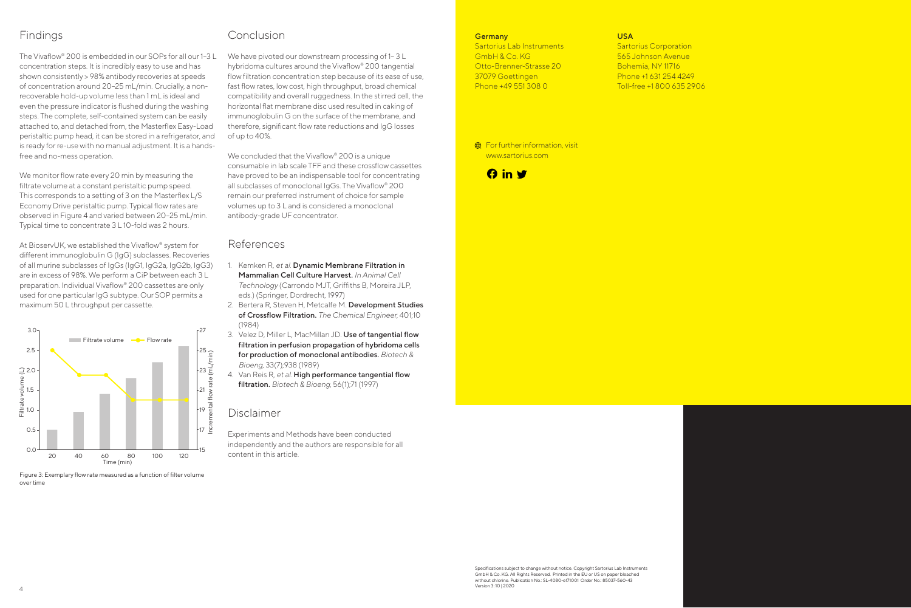## Findings

The Vivaflow® 200 is embedded in our SOPs for all our 1–3 L concentration steps. It is incredibly easy to use and has shown consistently > 98% antibody recoveries at speeds of concentration around 20–25 mL/min. Crucially, a non-recoverable hold-up volume less than 1 mL is ideal and even the pressure indicator is flushed during the washing steps. The complete, self-contained system can be easily attached to, and detached from, the Masterflex Easy-Load peristaltic pump head, it can be stored in a refrigerator, and is ready for re-use with no manual adjustment. It is a hands-free and no-mess operation.

We monitor flow rate every 20 min by measuring the filtrate volume at a constant peristaltic pump speed. This corresponds to a setting of 3 on the Masterflex L/S Economy Drive peristaltic pump. Typical flow rates are observed in Figure 4 and varied between 20–25 mL/min. Typical time to concentrate 3 L 10-fold was 2 hours.

At BioservUK, we established the Vivaflow® system for different immunoglobulin G (IgG) subclasses. Recoveries of all murine subclasses of IgGs (IgG1, IgG2a, IgG2b, IgG3) are in excess of 98%. We perform a CiP between each 3 L preparation. Individual Vivaflow® 200 cassettes are only used for one particular IgG subtype. Our SOP permits a maximum 50 L throughput per cassette.

Filtrate volume
Flow rate
Filtrate volume (L)
3.0
2.5
2.0
1.5
1.0
0.5
0.0
Incremental flow rate (mL/min)
27
25
23
21
19
17
15
Time (min)
20
40
60
80
100
120

Figure 3: Exemplary flow rate measured as a function of filter volume over time

## Conclusion

We have pivoted our downstream processing of 1– 3 L hybridoma cultures around the Vivaflow® 200 tangential flow filtration concentration step because of its ease of use, fast flow rates, low cost, high throughput, broad chemical compatibility and overall ruggedness. In the stirred cell, the horizontal flat membrane disc used resulted in caking of immunoglobulin G on the surface of the membrane, and therefore, significant flow rate reductions and IgG losses of up to 40%.

We concluded that the Vivaflow® 200 is a unique consumable in lab scale TFF and these crossflow cassettes have proved to be an indispensable tool for concentrating all subclasses of monoclonal IgGs. The Vivaflow® 200 remain our preferred instrument of choice for sample volumes up to 3 L and is considered a monoclonal antibody-grade UF concentrator.

## References

1. Kemken R, *et al.* **Dynamic Membrane Filtration in Mammalian Cell Culture Harvest.** *In Animal Cell Technology* (Carrondo MJT, Griffiths B, Moreira JLP, eds.) (Springer, Dordrecht, 1997)
2. Bertera R, Steven H, Metcalfe M. **Development Studies of Crossflow Filtration.** *The Chemical Engineer,* 401;10 (1984)
3. Velez D, Miller L, MacMillan JD. **Use of tangential flow filtration in perfusion propagation of hybridoma cells for production of monoclonal antibodies.** *Biotech & Bioeng,* 33(7);938 (1989)
4. Van Reis R, *et al.* **High performance tangential flow filtration.** *Biotech & Bioeng,* 56(1);71 (1997)

## Disclaimer

Experiments and Methods have been conducted independently and the authors are responsible for all content in this article.

**Germany**
Sartorius Lab Instruments GmbH & Co. KG
Otto-Brenner-Strasse 20
37079 Goettingen
Phone +49 551 308 0

**USA**
Sartorius Corporation
565 Johnson Avenue
Bohemia, NY 11716
Phone +1 631 254 4249
Toll-free +1 800 635 2906

For further information, visit www.sartorius.com

Specifications subject to change without notice. Copyright Sartorius Lab Instruments GmbH & Co. KG. All Rights Reserved. Printed in the EU or US on paper bleached without chlorine. Publication No.: SL-4080-e171001 Order No.: 85037-560-43 Version 3 | 10 | 2020